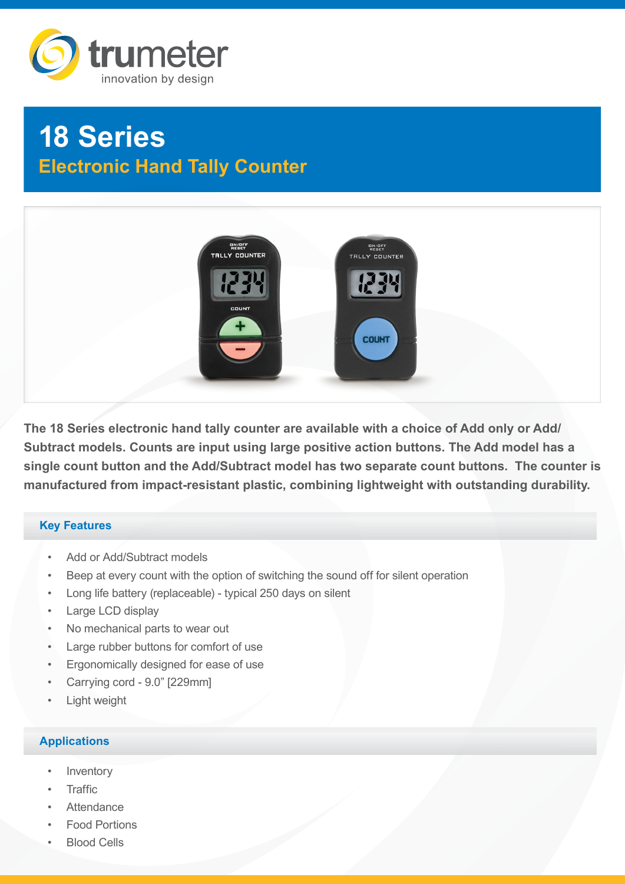trumeter

innovation by design

# 18 Series

## Electronic Hand Tally Counter

**The 18 Series electronic hand tally counter are available with a choice of Add only or Add/ Subtract models. Counts are input using large positive action buttons. The Add model has a single count button and the Add/Subtract model has two separate count buttons. The counter is manufactured from impact-resistant plastic, combining lightweight with outstanding durability.**

### Key Features

- Add or Add/Subtract models
- Beep at every count with the option of switching the sound off for silent operation
- Long life battery (replaceable) - typical 250 days on silent
- Large LCD display
- No mechanical parts to wear out
- Large rubber buttons for comfort of use
- Ergonomically designed for ease of use
- Carrying cord - 9.0” [229mm]
- Light weight

### Applications

- Inventory
- Traffic
- Attendance
- Food Portions
- Blood Cells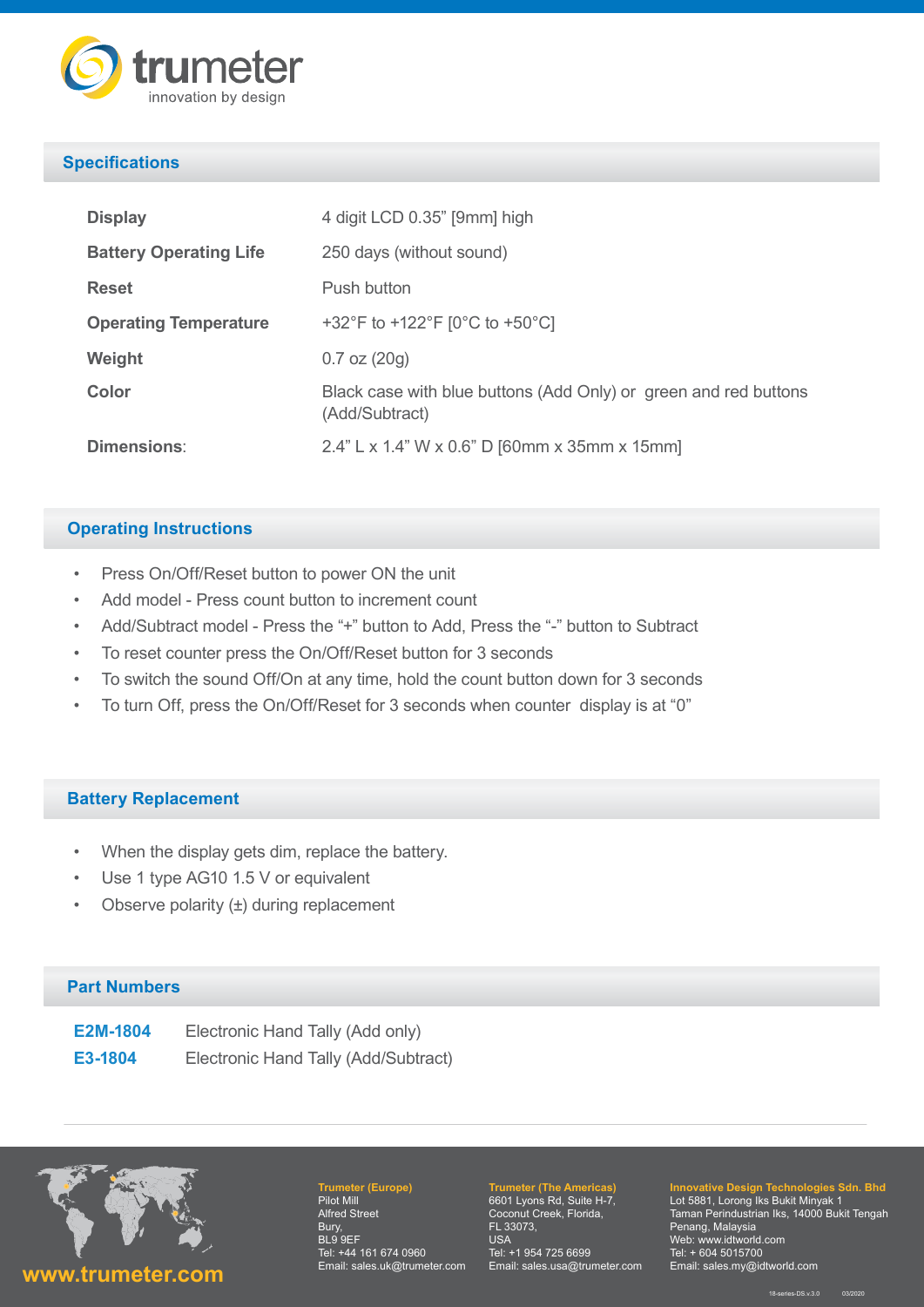trumeter
innovation by design

## Specifications

| | |
|---|---|
| **Display** | 4 digit LCD 0.35" [9mm] high |
| **Battery Operating Life** | 250 days (without sound) |
| **Reset** | Push button |
| **Operating Temperature** | +32°F to +122°F [0°C to +50°C] |
| **Weight** | 0.7 oz (20g) |
| **Color** | Black case with blue buttons (Add Only) or green and red buttons (Add/Subtract) |
| **Dimensions**: | 2.4" L x 1.4" W x 0.6" D [60mm x 35mm x 15mm] |

## Operating Instructions

- Press On/Off/Reset button to power ON the unit
- Add model - Press count button to increment count
- Add/Subtract model - Press the "+" button to Add, Press the "-" button to Subtract
- To reset counter press the On/Off/Reset button for 3 seconds
- To switch the sound Off/On at any time, hold the count button down for 3 seconds
- To turn Off, press the On/Off/Reset for 3 seconds when counter display is at "0"

## Battery Replacement

- When the display gets dim, replace the battery.
- Use 1 type AG10 1.5 V or equivalent
- Observe polarity (±) during replacement

## Part Numbers

| | |
|---|---|
| **E2M-1804** | Electronic Hand Tally (Add only) |
| **E3-1804** | Electronic Hand Tally (Add/Subtract) |

www.trumeter.com

**Trumeter (Europe)**
Pilot Mill
Alfred Street
Bury,
BL9 9EF
Tel: +44 161 674 0960
Email: sales.uk@trumeter.com

**Trumeter (The Americas)**
6601 Lyons Rd, Suite H-7,
Coconut Creek, Florida,
FL 33073,
USA
Tel: +1 954 725 6699
Email: sales.usa@trumeter.com

**Innovative Design Technologies Sdn. Bhd**
Lot 5881, Lorong Iks Bukit Minyak 1
Taman Perindustrian Iks, 14000 Bukit Tengah
Penang, Malaysia
Web: www.idtworld.com
Tel: + 604 5015700
Email: sales.my@idtworld.com

18-series-DS v.3.0 03/2020